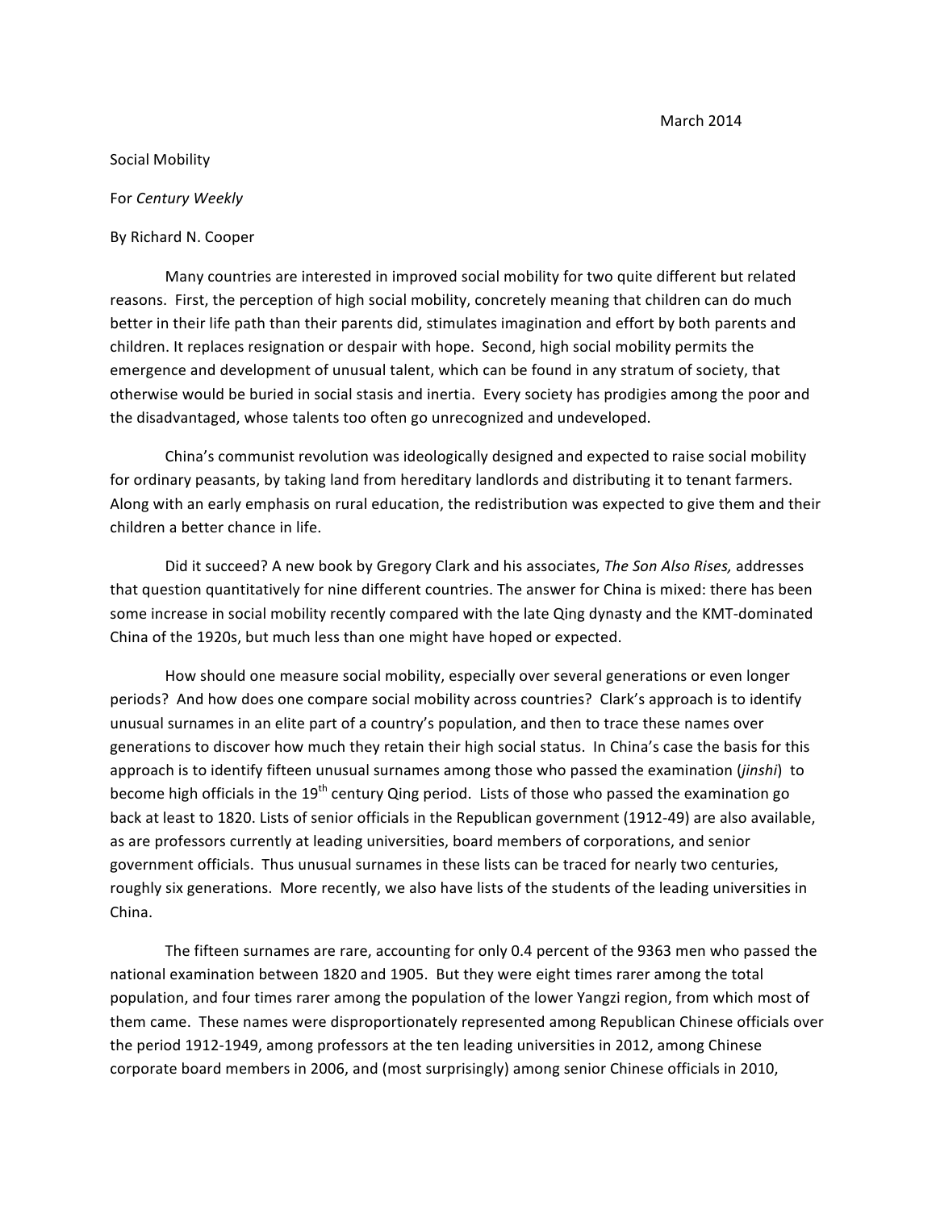March 2014

Social Mobility

For *Century Weekly*

By Richard N. Cooper

Many countries are interested in improved social mobility for two quite different but related reasons. First, the perception of high social mobility, concretely meaning that children can do much better in their life path than their parents did, stimulates imagination and effort by both parents and children. It replaces resignation or despair with hope. Second, high social mobility permits the emergence and development of unusual talent, which can be found in any stratum of society, that otherwise would be buried in social stasis and inertia. Every society has prodigies among the poor and the disadvantaged, whose talents too often go unrecognized and undeveloped.

China's communist revolution was ideologically designed and expected to raise social mobility for ordinary peasants, by taking land from hereditary landlords and distributing it to tenant farmers. Along with an early emphasis on rural education, the redistribution was expected to give them and their children a better chance in life.

Did it succeed? A new book by Gregory Clark and his associates, *The Son Also Rises,* addresses that question quantitatively for nine different countries. The answer for China is mixed: there has been some increase in social mobility recently compared with the late Qing dynasty and the KMT-dominated China of the 1920s, but much less than one might have hoped or expected.

How should one measure social mobility, especially over several generations or even longer periods? And how does one compare social mobility across countries? Clark's approach is to identify unusual surnames in an elite part of a country's population, and then to trace these names over generations to discover how much they retain their high social status. In China's case the basis for this approach is to identify fifteen unusual surnames among those who passed the examination (*jinshi*) to become high officials in the 19th century Qing period. Lists of those who passed the examination go back at least to 1820. Lists of senior officials in the Republican government (1912-49) are also available, as are professors currently at leading universities, board members of corporations, and senior government officials. Thus unusual surnames in these lists can be traced for nearly two centuries, roughly six generations. More recently, we also have lists of the students of the leading universities in China.

The fifteen surnames are rare, accounting for only 0.4 percent of the 9363 men who passed the national examination between 1820 and 1905. But they were eight times rarer among the total population, and four times rarer among the population of the lower Yangzi region, from which most of them came. These names were disproportionately represented among Republican Chinese officials over the period 1912-1949, among professors at the ten leading universities in 2012, among Chinese corporate board members in 2006, and (most surprisingly) among senior Chinese officials in 2010,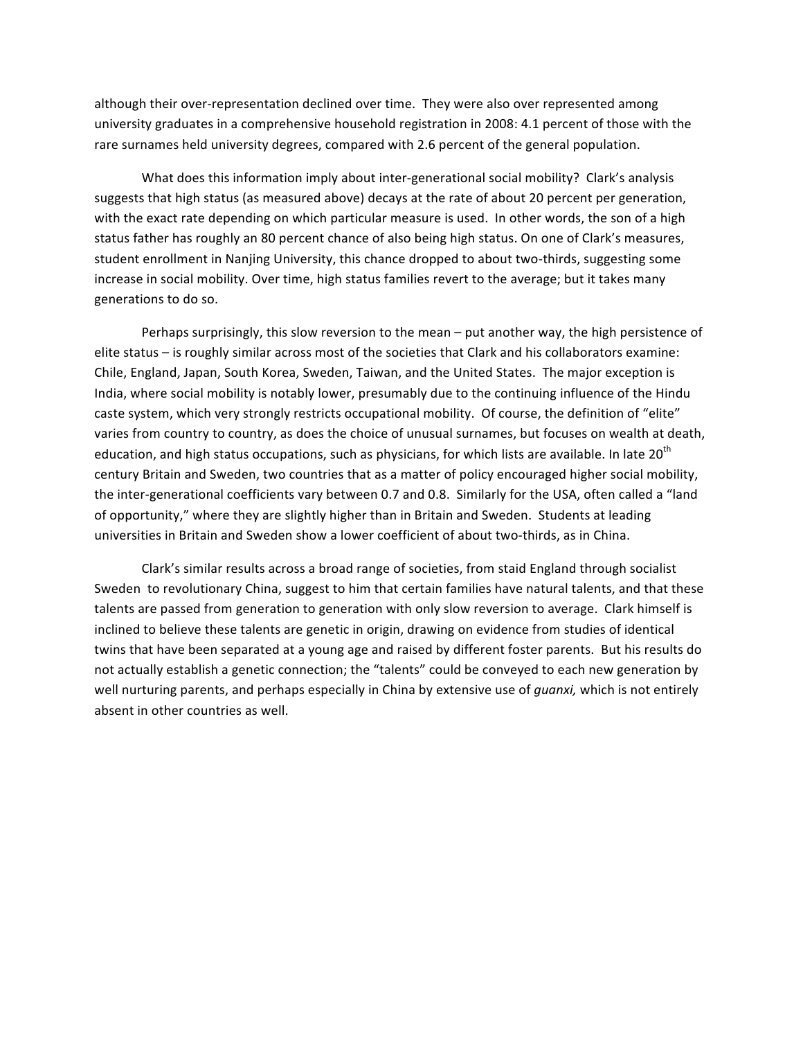although their over-representation declined over time. They were also over represented among university graduates in a comprehensive household registration in 2008: 4.1 percent of those with the rare surnames held university degrees, compared with 2.6 percent of the general population.

What does this information imply about inter-generational social mobility? Clark's analysis suggests that high status (as measured above) decays at the rate of about 20 percent per generation, with the exact rate depending on which particular measure is used. In other words, the son of a high status father has roughly an 80 percent chance of also being high status. On one of Clark's measures, student enrollment in Nanjing University, this chance dropped to about two-thirds, suggesting some increase in social mobility. Over time, high status families revert to the average; but it takes many generations to do so.

Perhaps surprisingly, this slow reversion to the mean – put another way, the high persistence of elite status – is roughly similar across most of the societies that Clark and his collaborators examine: Chile, England, Japan, South Korea, Sweden, Taiwan, and the United States. The major exception is India, where social mobility is notably lower, presumably due to the continuing influence of the Hindu caste system, which very strongly restricts occupational mobility. Of course, the definition of "elite" varies from country to country, as does the choice of unusual surnames, but focuses on wealth at death, education, and high status occupations, such as physicians, for which lists are available. In late 20th century Britain and Sweden, two countries that as a matter of policy encouraged higher social mobility, the inter-generational coefficients vary between 0.7 and 0.8. Similarly for the USA, often called a "land of opportunity," where they are slightly higher than in Britain and Sweden. Students at leading universities in Britain and Sweden show a lower coefficient of about two-thirds, as in China.

Clark's similar results across a broad range of societies, from staid England through socialist Sweden to revolutionary China, suggest to him that certain families have natural talents, and that these talents are passed from generation to generation with only slow reversion to average. Clark himself is inclined to believe these talents are genetic in origin, drawing on evidence from studies of identical twins that have been separated at a young age and raised by different foster parents. But his results do not actually establish a genetic connection; the "talents" could be conveyed to each new generation by well nurturing parents, and perhaps especially in China by extensive use of *guanxi,* which is not entirely absent in other countries as well.